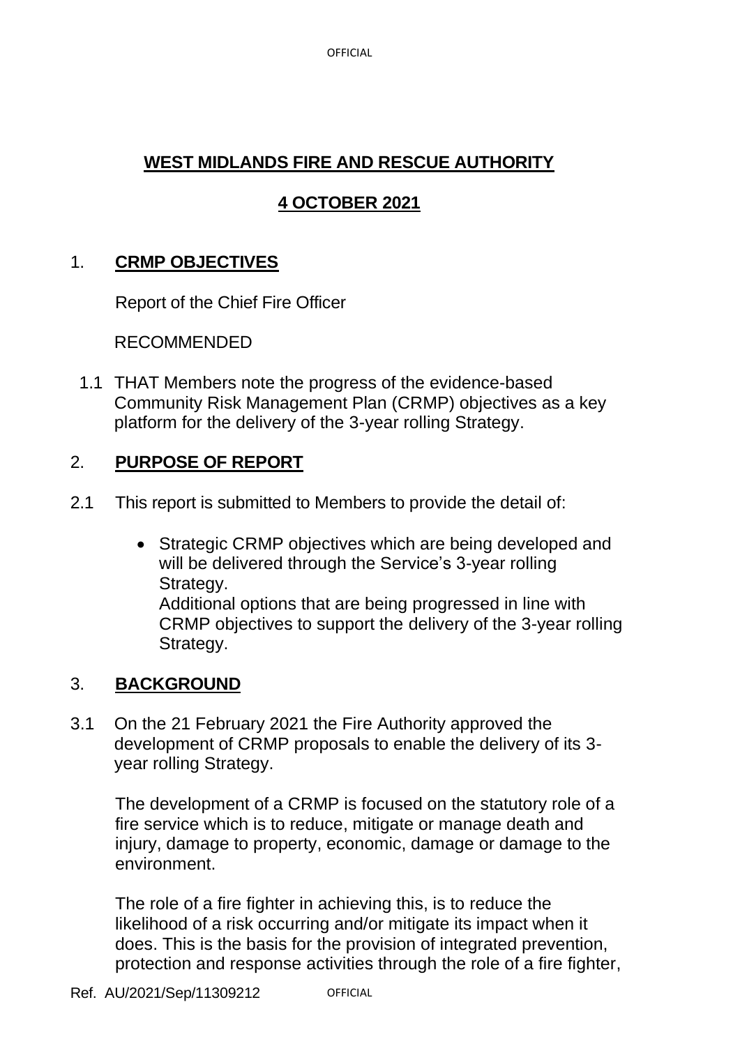# WEST MIDLANDS FIRE AND RESCUE AUTHORITY

## 4 OCTOBER 2021

## 1. CRMP OBJECTIVES

Report of the Chief Fire Officer

RECOMMENDED

1.1 THAT Members note the progress of the evidence-based Community Risk Management Plan (CRMP) objectives as a key platform for the delivery of the 3-year rolling Strategy.

## 2. PURPOSE OF REPORT

2.1 This report is submitted to Members to provide the detail of:

- Strategic CRMP objectives which are being developed and will be delivered through the Service's 3-year rolling Strategy.
  Additional options that are being progressed in line with CRMP objectives to support the delivery of the 3-year rolling Strategy.

## 3. BACKGROUND

3.1 On the 21 February 2021 the Fire Authority approved the development of CRMP proposals to enable the delivery of its 3-year rolling Strategy.

The development of a CRMP is focused on the statutory role of a fire service which is to reduce, mitigate or manage death and injury, damage to property, economic, damage or damage to the environment.

The role of a fire fighter in achieving this, is to reduce the likelihood of a risk occurring and/or mitigate its impact when it does. This is the basis for the provision of integrated prevention, protection and response activities through the role of a fire fighter,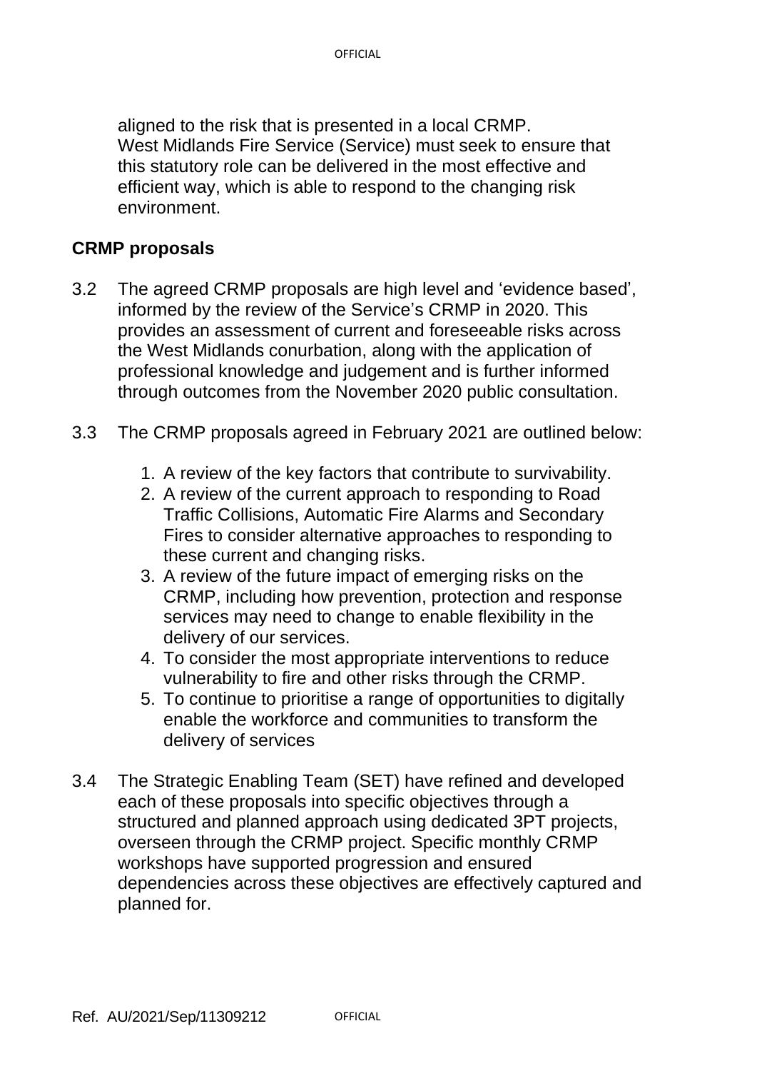aligned to the risk that is presented in a local CRMP. West Midlands Fire Service (Service) must seek to ensure that this statutory role can be delivered in the most effective and efficient way, which is able to respond to the changing risk environment.

**CRMP proposals**

3.2 The agreed CRMP proposals are high level and 'evidence based', informed by the review of the Service's CRMP in 2020. This provides an assessment of current and foreseeable risks across the West Midlands conurbation, along with the application of professional knowledge and judgement and is further informed through outcomes from the November 2020 public consultation.

3.3 The CRMP proposals agreed in February 2021 are outlined below:

1. A review of the key factors that contribute to survivability.
2. A review of the current approach to responding to Road Traffic Collisions, Automatic Fire Alarms and Secondary Fires to consider alternative approaches to responding to these current and changing risks.
3. A review of the future impact of emerging risks on the CRMP, including how prevention, protection and response services may need to change to enable flexibility in the delivery of our services.
4. To consider the most appropriate interventions to reduce vulnerability to fire and other risks through the CRMP.
5. To continue to prioritise a range of opportunities to digitally enable the workforce and communities to transform the delivery of services

3.4 The Strategic Enabling Team (SET) have refined and developed each of these proposals into specific objectives through a structured and planned approach using dedicated 3PT projects, overseen through the CRMP project. Specific monthly CRMP workshops have supported progression and ensured dependencies across these objectives are effectively captured and planned for.

Ref. AU/2021/Sep/11309212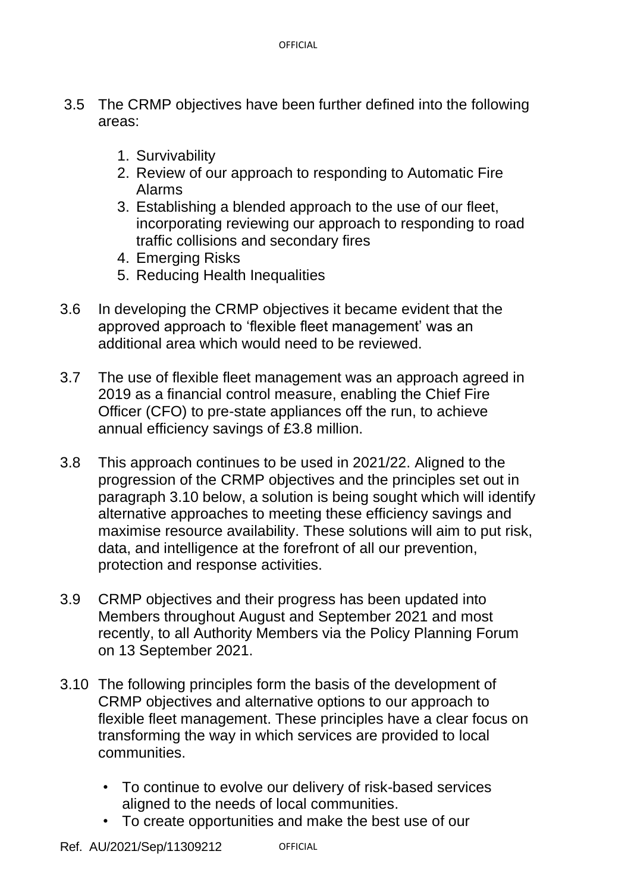3.5 The CRMP objectives have been further defined into the following areas:

1. Survivability
2. Review of our approach to responding to Automatic Fire Alarms
3. Establishing a blended approach to the use of our fleet, incorporating reviewing our approach to responding to road traffic collisions and secondary fires
4. Emerging Risks
5. Reducing Health Inequalities

3.6 In developing the CRMP objectives it became evident that the approved approach to 'flexible fleet management' was an additional area which would need to be reviewed.

3.7 The use of flexible fleet management was an approach agreed in 2019 as a financial control measure, enabling the Chief Fire Officer (CFO) to pre-state appliances off the run, to achieve annual efficiency savings of £3.8 million.

3.8 This approach continues to be used in 2021/22. Aligned to the progression of the CRMP objectives and the principles set out in paragraph 3.10 below, a solution is being sought which will identify alternative approaches to meeting these efficiency savings and maximise resource availability. These solutions will aim to put risk, data, and intelligence at the forefront of all our prevention, protection and response activities.

3.9 CRMP objectives and their progress has been updated into Members throughout August and September 2021 and most recently, to all Authority Members via the Policy Planning Forum on 13 September 2021.

3.10 The following principles form the basis of the development of CRMP objectives and alternative options to our approach to flexible fleet management. These principles have a clear focus on transforming the way in which services are provided to local communities.

- To continue to evolve our delivery of risk-based services aligned to the needs of local communities.
- To create opportunities and make the best use of our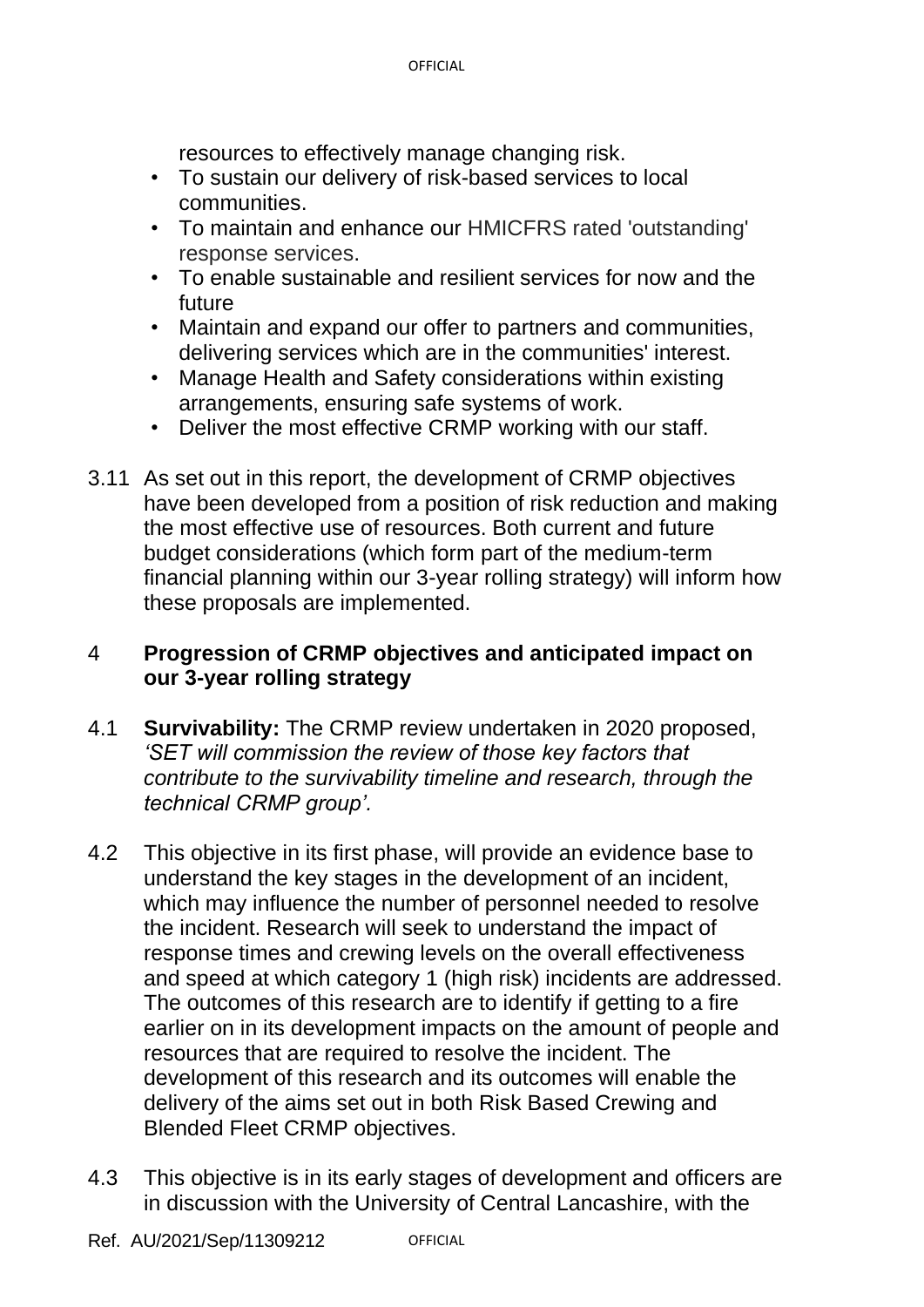resources to effectively manage changing risk.

- To sustain our delivery of risk-based services to local communities.
- To maintain and enhance our HMICFRS rated 'outstanding' response services.
- To enable sustainable and resilient services for now and the future
- Maintain and expand our offer to partners and communities, delivering services which are in the communities' interest.
- Manage Health and Safety considerations within existing arrangements, ensuring safe systems of work.
- Deliver the most effective CRMP working with our staff.

3.11 As set out in this report, the development of CRMP objectives have been developed from a position of risk reduction and making the most effective use of resources. Both current and future budget considerations (which form part of the medium-term financial planning within our 3-year rolling strategy) will inform how these proposals are implemented.

## 4 Progression of CRMP objectives and anticipated impact on our 3-year rolling strategy

4.1 **Survivability:** The CRMP review undertaken in 2020 proposed, *'SET will commission the review of those key factors that contribute to the survivability timeline and research, through the technical CRMP group'.*

4.2 This objective in its first phase, will provide an evidence base to understand the key stages in the development of an incident, which may influence the number of personnel needed to resolve the incident. Research will seek to understand the impact of response times and crewing levels on the overall effectiveness and speed at which category 1 (high risk) incidents are addressed. The outcomes of this research are to identify if getting to a fire earlier on in its development impacts on the amount of people and resources that are required to resolve the incident. The development of this research and its outcomes will enable the delivery of the aims set out in both Risk Based Crewing and Blended Fleet CRMP objectives.

4.3 This objective is in its early stages of development and officers are in discussion with the University of Central Lancashire, with the

Ref. AU/2021/Sep/11309212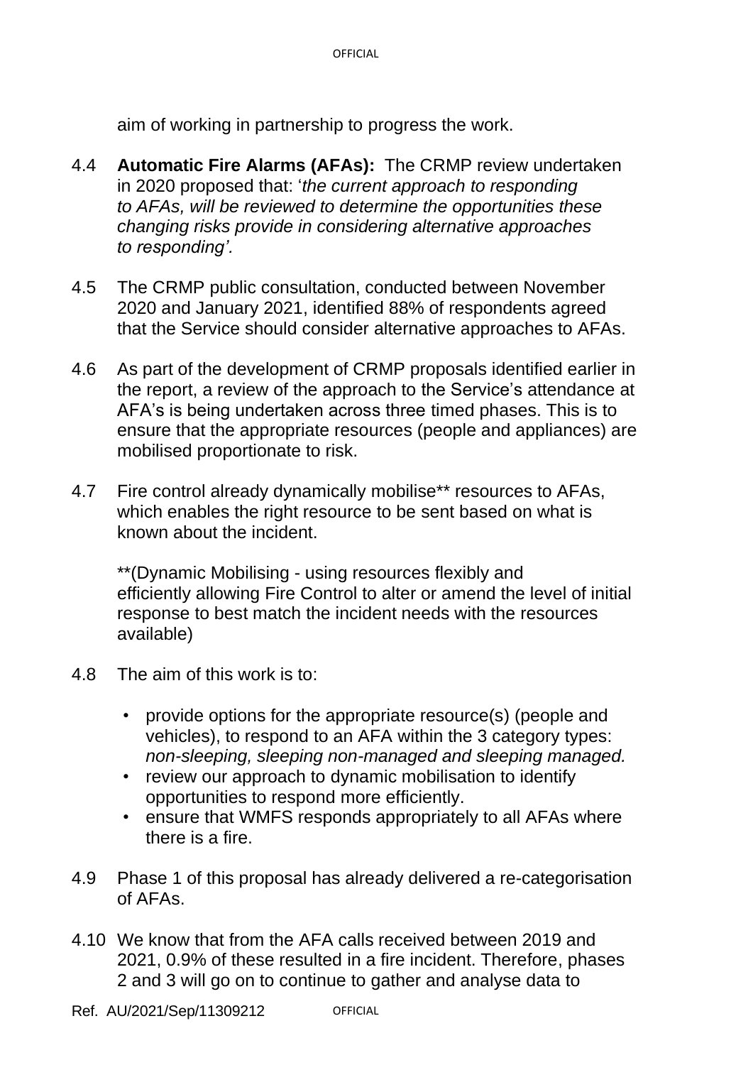aim of working in partnership to progress the work.

4.4 **Automatic Fire Alarms (AFAs):** The CRMP review undertaken in 2020 proposed that: '*the current approach to responding to AFAs, will be reviewed to determine the opportunities these changing risks provide in considering alternative approaches to responding'.*

4.5 The CRMP public consultation, conducted between November 2020 and January 2021, identified 88% of respondents agreed that the Service should consider alternative approaches to AFAs.

4.6 As part of the development of CRMP proposals identified earlier in the report, a review of the approach to the Service's attendance at AFA's is being undertaken across three timed phases. This is to ensure that the appropriate resources (people and appliances) are mobilised proportionate to risk.

4.7 Fire control already dynamically mobilise** resources to AFAs, which enables the right resource to be sent based on what is known about the incident.

**(Dynamic Mobilising - using resources flexibly and efficiently allowing Fire Control to alter or amend the level of initial response to best match the incident needs with the resources available)

4.8 The aim of this work is to:

- provide options for the appropriate resource(s) (people and vehicles), to respond to an AFA within the 3 category types: *non-sleeping, sleeping non-managed and sleeping managed.*
- review our approach to dynamic mobilisation to identify opportunities to respond more efficiently.
- ensure that WMFS responds appropriately to all AFAs where there is a fire.

4.9 Phase 1 of this proposal has already delivered a re-categorisation of AFAs.

4.10 We know that from the AFA calls received between 2019 and 2021, 0.9% of these resulted in a fire incident. Therefore, phases 2 and 3 will go on to continue to gather and analyse data to

Ref. AU/2021/Sep/11309212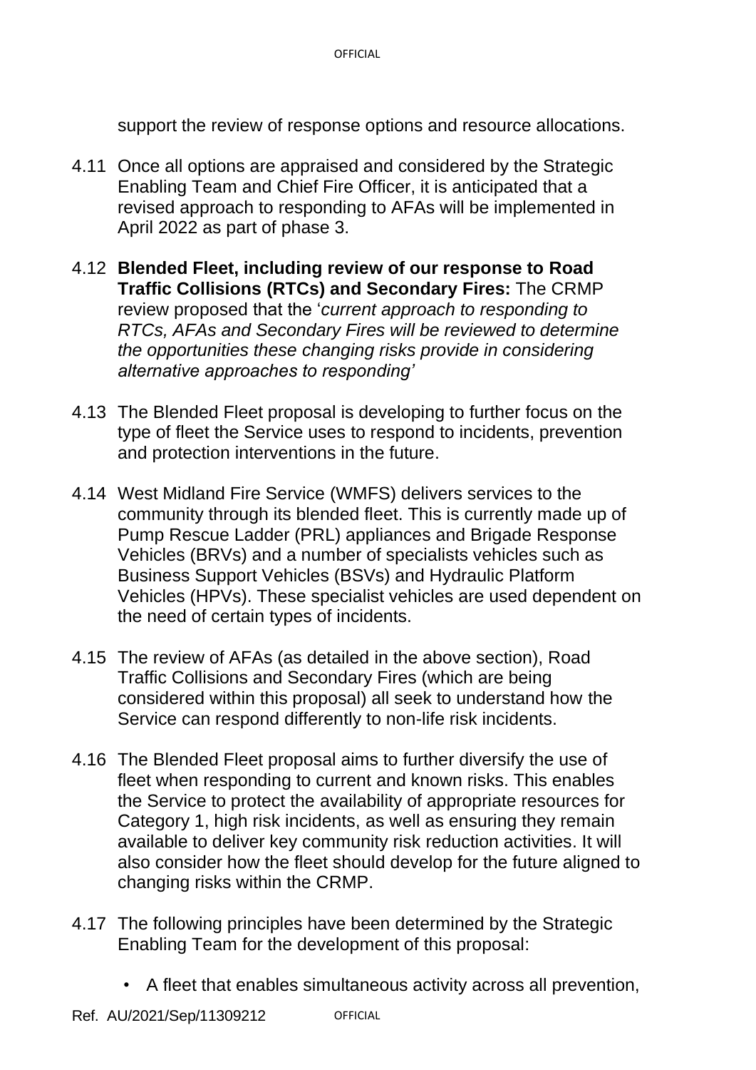support the review of response options and resource allocations.

4.11 Once all options are appraised and considered by the Strategic Enabling Team and Chief Fire Officer, it is anticipated that a revised approach to responding to AFAs will be implemented in April 2022 as part of phase 3.

4.12 **Blended Fleet, including review of our response to Road Traffic Collisions (RTCs) and Secondary Fires:** The CRMP review proposed that the '*current approach to responding to RTCs, AFAs and Secondary Fires will be reviewed to determine the opportunities these changing risks provide in considering alternative approaches to responding'*

4.13 The Blended Fleet proposal is developing to further focus on the type of fleet the Service uses to respond to incidents, prevention and protection interventions in the future.

4.14 West Midland Fire Service (WMFS) delivers services to the community through its blended fleet. This is currently made up of Pump Rescue Ladder (PRL) appliances and Brigade Response Vehicles (BRVs) and a number of specialists vehicles such as Business Support Vehicles (BSVs) and Hydraulic Platform Vehicles (HPVs). These specialist vehicles are used dependent on the need of certain types of incidents.

4.15 The review of AFAs (as detailed in the above section), Road Traffic Collisions and Secondary Fires (which are being considered within this proposal) all seek to understand how the Service can respond differently to non-life risk incidents.

4.16 The Blended Fleet proposal aims to further diversify the use of fleet when responding to current and known risks. This enables the Service to protect the availability of appropriate resources for Category 1, high risk incidents, as well as ensuring they remain available to deliver key community risk reduction activities. It will also consider how the fleet should develop for the future aligned to changing risks within the CRMP.

4.17 The following principles have been determined by the Strategic Enabling Team for the development of this proposal:

- A fleet that enables simultaneous activity across all prevention,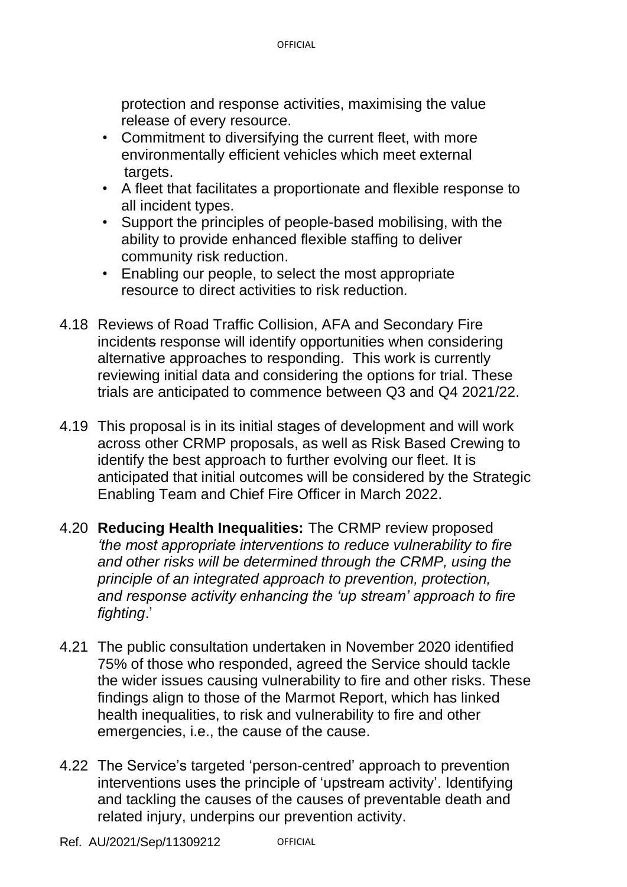protection and response activities, maximising the value release of every resource.

- Commitment to diversifying the current fleet, with more environmentally efficient vehicles which meet external targets.
- A fleet that facilitates a proportionate and flexible response to all incident types.
- Support the principles of people-based mobilising, with the ability to provide enhanced flexible staffing to deliver community risk reduction.
- Enabling our people, to select the most appropriate resource to direct activities to risk reduction.

4.18 Reviews of Road Traffic Collision, AFA and Secondary Fire incidents response will identify opportunities when considering alternative approaches to responding. This work is currently reviewing initial data and considering the options for trial. These trials are anticipated to commence between Q3 and Q4 2021/22.

4.19 This proposal is in its initial stages of development and will work across other CRMP proposals, as well as Risk Based Crewing to identify the best approach to further evolving our fleet. It is anticipated that initial outcomes will be considered by the Strategic Enabling Team and Chief Fire Officer in March 2022.

4.20 **Reducing Health Inequalities:** The CRMP review proposed *'the most appropriate interventions to reduce vulnerability to fire and other risks will be determined through the CRMP, using the principle of an integrated approach to prevention, protection, and response activity enhancing the 'up stream' approach to fire fighting*.'

4.21 The public consultation undertaken in November 2020 identified 75% of those who responded, agreed the Service should tackle the wider issues causing vulnerability to fire and other risks. These findings align to those of the Marmot Report, which has linked health inequalities, to risk and vulnerability to fire and other emergencies, i.e., the cause of the cause.

4.22 The Service's targeted 'person-centred' approach to prevention interventions uses the principle of 'upstream activity'. Identifying and tackling the causes of the causes of preventable death and related injury, underpins our prevention activity.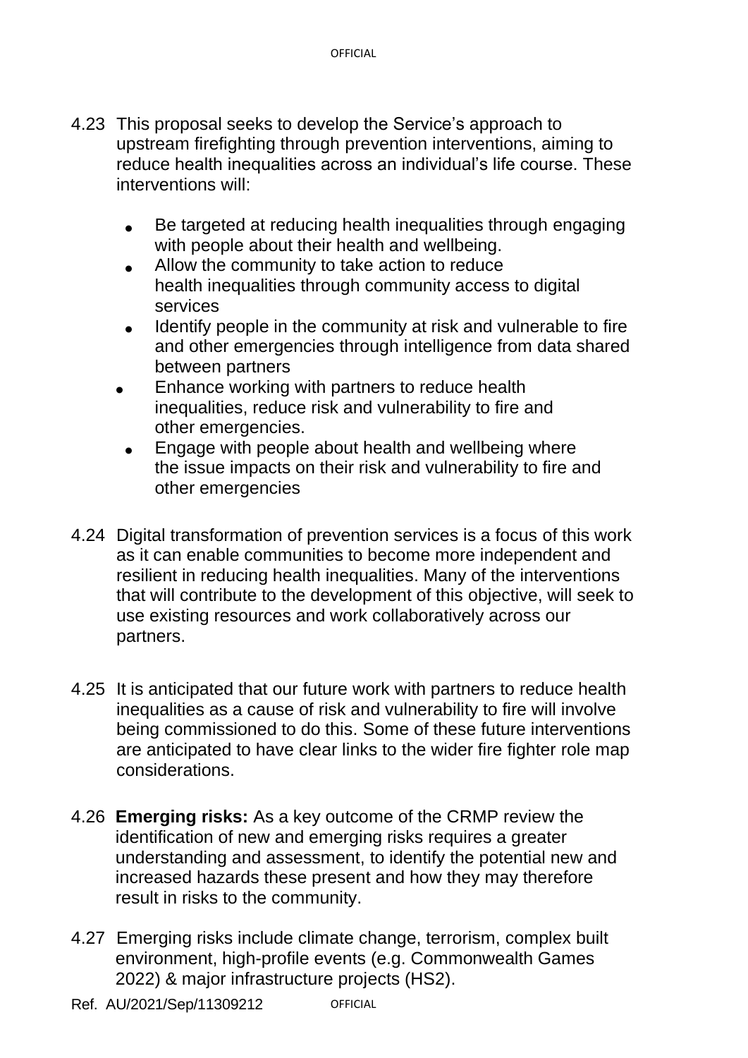4.23 This proposal seeks to develop the Service's approach to upstream firefighting through prevention interventions, aiming to reduce health inequalities across an individual's life course. These interventions will:

- Be targeted at reducing health inequalities through engaging with people about their health and wellbeing.
- Allow the community to take action to reduce health inequalities through community access to digital services
- Identify people in the community at risk and vulnerable to fire and other emergencies through intelligence from data shared between partners
- Enhance working with partners to reduce health inequalities, reduce risk and vulnerability to fire and other emergencies.
- Engage with people about health and wellbeing where the issue impacts on their risk and vulnerability to fire and other emergencies

4.24 Digital transformation of prevention services is a focus of this work as it can enable communities to become more independent and resilient in reducing health inequalities. Many of the interventions that will contribute to the development of this objective, will seek to use existing resources and work collaboratively across our partners.

4.25 It is anticipated that our future work with partners to reduce health inequalities as a cause of risk and vulnerability to fire will involve being commissioned to do this. Some of these future interventions are anticipated to have clear links to the wider fire fighter role map considerations.

4.26 **Emerging risks:** As a key outcome of the CRMP review the identification of new and emerging risks requires a greater understanding and assessment, to identify the potential new and increased hazards these present and how they may therefore result in risks to the community.

4.27 Emerging risks include climate change, terrorism, complex built environment, high-profile events (e.g. Commonwealth Games 2022) & major infrastructure projects (HS2).

Ref. AU/2021/Sep/11309212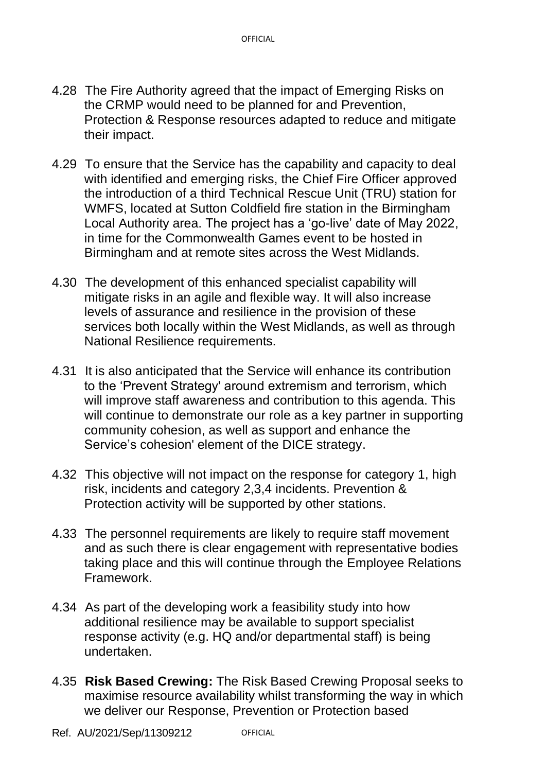4.28 The Fire Authority agreed that the impact of Emerging Risks on the CRMP would need to be planned for and Prevention, Protection & Response resources adapted to reduce and mitigate their impact.

4.29 To ensure that the Service has the capability and capacity to deal with identified and emerging risks, the Chief Fire Officer approved the introduction of a third Technical Rescue Unit (TRU) station for WMFS, located at Sutton Coldfield fire station in the Birmingham Local Authority area. The project has a 'go-live' date of May 2022, in time for the Commonwealth Games event to be hosted in Birmingham and at remote sites across the West Midlands.

4.30 The development of this enhanced specialist capability will mitigate risks in an agile and flexible way. It will also increase levels of assurance and resilience in the provision of these services both locally within the West Midlands, as well as through National Resilience requirements.

4.31 It is also anticipated that the Service will enhance its contribution to the 'Prevent Strategy' around extremism and terrorism, which will improve staff awareness and contribution to this agenda. This will continue to demonstrate our role as a key partner in supporting community cohesion, as well as support and enhance the Service's cohesion' element of the DICE strategy.

4.32 This objective will not impact on the response for category 1, high risk, incidents and category 2,3,4 incidents. Prevention & Protection activity will be supported by other stations.

4.33 The personnel requirements are likely to require staff movement and as such there is clear engagement with representative bodies taking place and this will continue through the Employee Relations Framework.

4.34 As part of the developing work a feasibility study into how additional resilience may be available to support specialist response activity (e.g. HQ and/or departmental staff) is being undertaken.

4.35 **Risk Based Crewing:** The Risk Based Crewing Proposal seeks to maximise resource availability whilst transforming the way in which we deliver our Response, Prevention or Protection based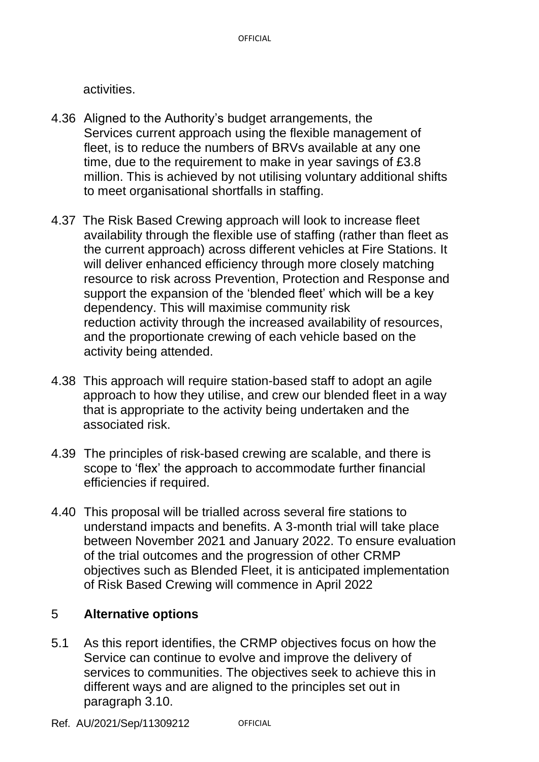activities.

4.36 Aligned to the Authority's budget arrangements, the Services current approach using the flexible management of fleet, is to reduce the numbers of BRVs available at any one time, due to the requirement to make in year savings of £3.8 million. This is achieved by not utilising voluntary additional shifts to meet organisational shortfalls in staffing.

4.37 The Risk Based Crewing approach will look to increase fleet availability through the flexible use of staffing (rather than fleet as the current approach) across different vehicles at Fire Stations. It will deliver enhanced efficiency through more closely matching resource to risk across Prevention, Protection and Response and support the expansion of the 'blended fleet' which will be a key dependency. This will maximise community risk reduction activity through the increased availability of resources, and the proportionate crewing of each vehicle based on the activity being attended.

4.38 This approach will require station-based staff to adopt an agile approach to how they utilise, and crew our blended fleet in a way that is appropriate to the activity being undertaken and the associated risk.

4.39 The principles of risk-based crewing are scalable, and there is scope to 'flex' the approach to accommodate further financial efficiencies if required.

4.40 This proposal will be trialled across several fire stations to understand impacts and benefits. A 3-month trial will take place between November 2021 and January 2022. To ensure evaluation of the trial outcomes and the progression of other CRMP objectives such as Blended Fleet, it is anticipated implementation of Risk Based Crewing will commence in April 2022

## 5 Alternative options

5.1 As this report identifies, the CRMP objectives focus on how the Service can continue to evolve and improve the delivery of services to communities. The objectives seek to achieve this in different ways and are aligned to the principles set out in paragraph 3.10.

Ref. AU/2021/Sep/11309212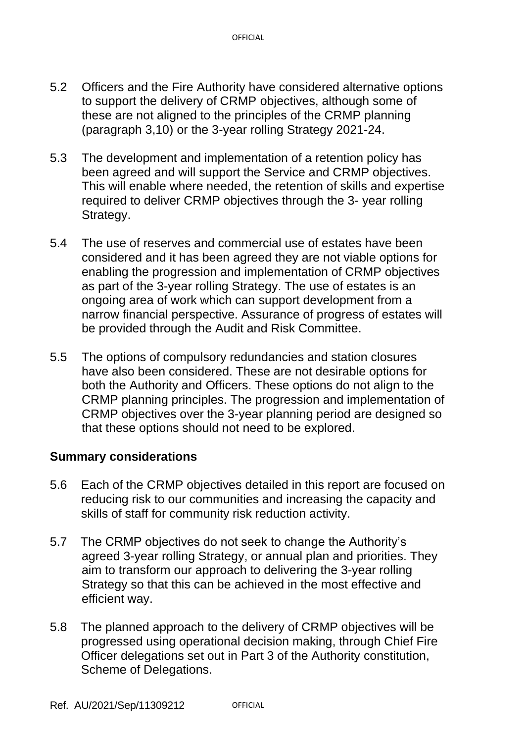5.2 Officers and the Fire Authority have considered alternative options to support the delivery of CRMP objectives, although some of these are not aligned to the principles of the CRMP planning (paragraph 3,10) or the 3-year rolling Strategy 2021-24.

5.3 The development and implementation of a retention policy has been agreed and will support the Service and CRMP objectives. This will enable where needed, the retention of skills and expertise required to deliver CRMP objectives through the 3- year rolling Strategy.

5.4 The use of reserves and commercial use of estates have been considered and it has been agreed they are not viable options for enabling the progression and implementation of CRMP objectives as part of the 3-year rolling Strategy. The use of estates is an ongoing area of work which can support development from a narrow financial perspective. Assurance of progress of estates will be provided through the Audit and Risk Committee.

5.5 The options of compulsory redundancies and station closures have also been considered. These are not desirable options for both the Authority and Officers. These options do not align to the CRMP planning principles. The progression and implementation of CRMP objectives over the 3-year planning period are designed so that these options should not need to be explored.

**Summary considerations**

5.6 Each of the CRMP objectives detailed in this report are focused on reducing risk to our communities and increasing the capacity and skills of staff for community risk reduction activity.

5.7 The CRMP objectives do not seek to change the Authority's agreed 3-year rolling Strategy, or annual plan and priorities. They aim to transform our approach to delivering the 3-year rolling Strategy so that this can be achieved in the most effective and efficient way.

5.8 The planned approach to the delivery of CRMP objectives will be progressed using operational decision making, through Chief Fire Officer delegations set out in Part 3 of the Authority constitution, Scheme of Delegations.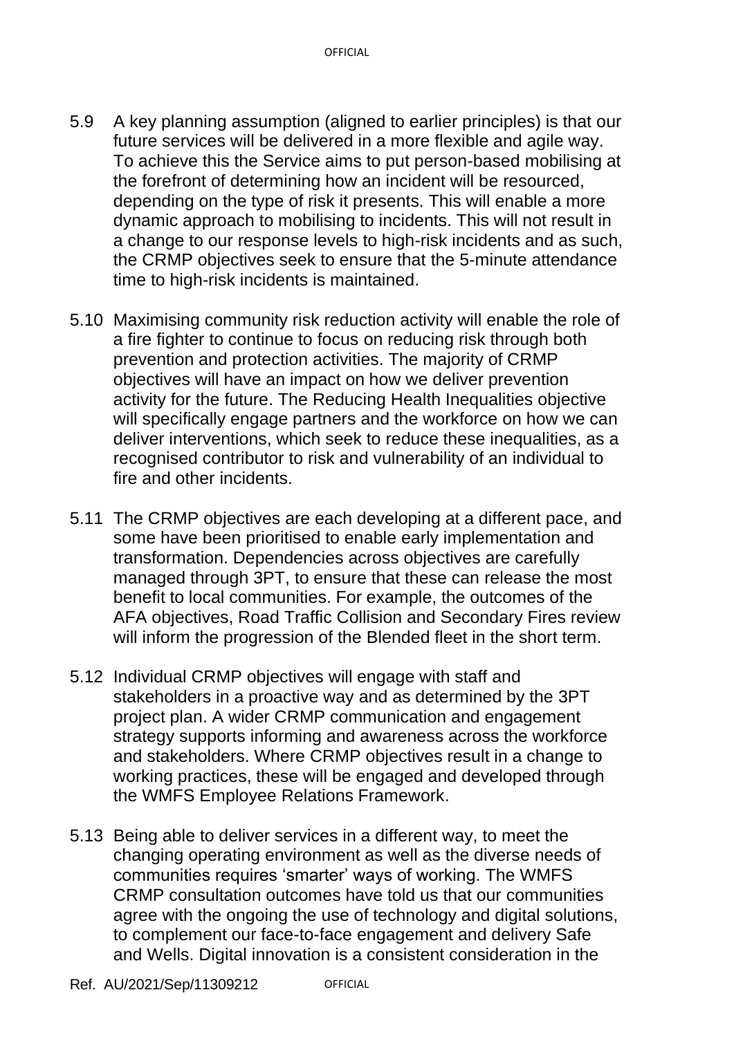5.9 A key planning assumption (aligned to earlier principles) is that our future services will be delivered in a more flexible and agile way. To achieve this the Service aims to put person-based mobilising at the forefront of determining how an incident will be resourced, depending on the type of risk it presents. This will enable a more dynamic approach to mobilising to incidents. This will not result in a change to our response levels to high-risk incidents and as such, the CRMP objectives seek to ensure that the 5-minute attendance time to high-risk incidents is maintained.

5.10 Maximising community risk reduction activity will enable the role of a fire fighter to continue to focus on reducing risk through both prevention and protection activities. The majority of CRMP objectives will have an impact on how we deliver prevention activity for the future. The Reducing Health Inequalities objective will specifically engage partners and the workforce on how we can deliver interventions, which seek to reduce these inequalities, as a recognised contributor to risk and vulnerability of an individual to fire and other incidents.

5.11 The CRMP objectives are each developing at a different pace, and some have been prioritised to enable early implementation and transformation. Dependencies across objectives are carefully managed through 3PT, to ensure that these can release the most benefit to local communities. For example, the outcomes of the AFA objectives, Road Traffic Collision and Secondary Fires review will inform the progression of the Blended fleet in the short term.

5.12 Individual CRMP objectives will engage with staff and stakeholders in a proactive way and as determined by the 3PT project plan. A wider CRMP communication and engagement strategy supports informing and awareness across the workforce and stakeholders. Where CRMP objectives result in a change to working practices, these will be engaged and developed through the WMFS Employee Relations Framework.

5.13 Being able to deliver services in a different way, to meet the changing operating environment as well as the diverse needs of communities requires 'smarter' ways of working. The WMFS CRMP consultation outcomes have told us that our communities agree with the ongoing the use of technology and digital solutions, to complement our face-to-face engagement and delivery Safe and Wells. Digital innovation is a consistent consideration in the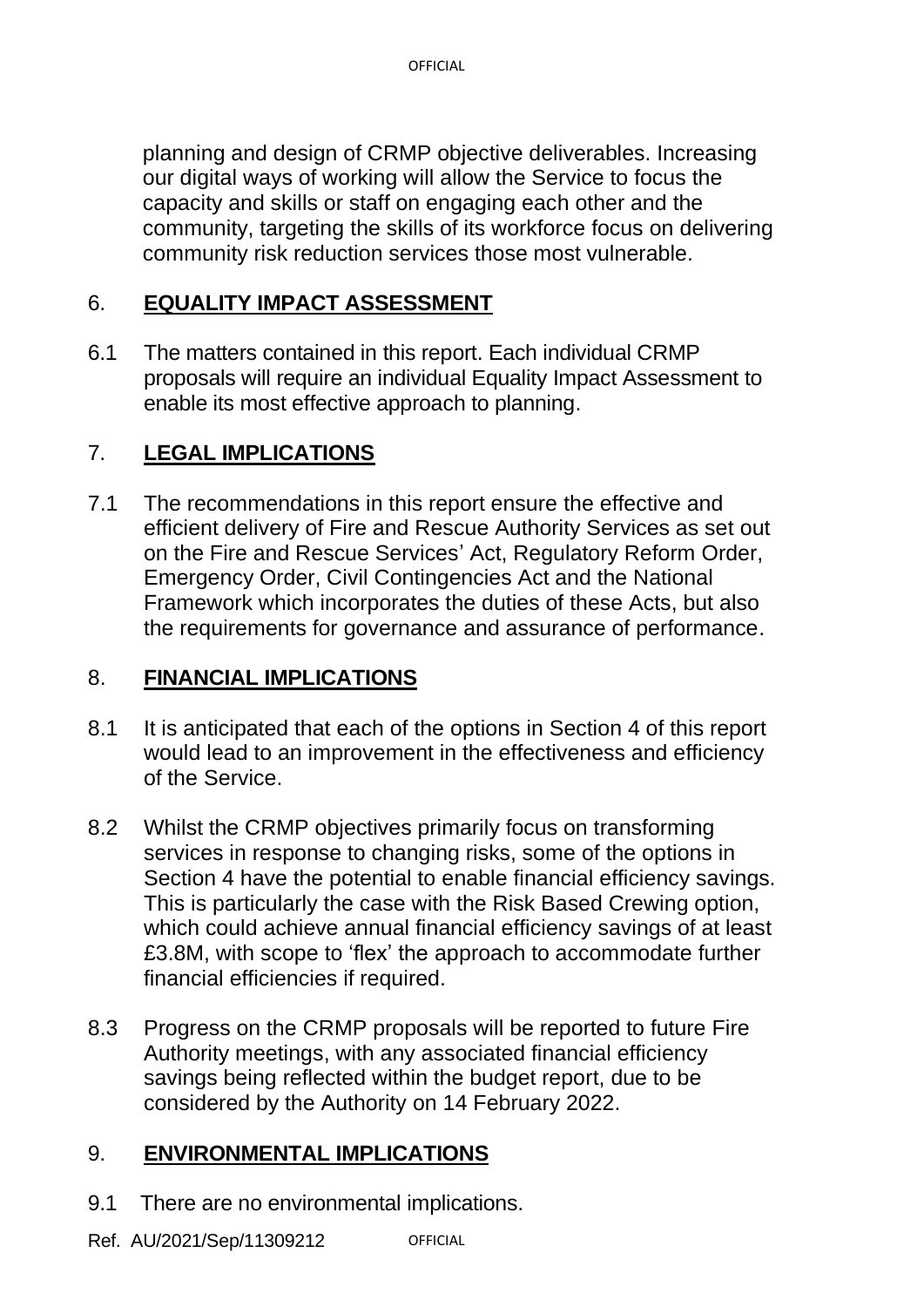planning and design of CRMP objective deliverables. Increasing our digital ways of working will allow the Service to focus the capacity and skills or staff on engaging each other and the community, targeting the skills of its workforce focus on delivering community risk reduction services those most vulnerable.

## 6. **EQUALITY IMPACT ASSESSMENT**

6.1 The matters contained in this report. Each individual CRMP proposals will require an individual Equality Impact Assessment to enable its most effective approach to planning.

## 7. **LEGAL IMPLICATIONS**

7.1 The recommendations in this report ensure the effective and efficient delivery of Fire and Rescue Authority Services as set out on the Fire and Rescue Services' Act, Regulatory Reform Order, Emergency Order, Civil Contingencies Act and the National Framework which incorporates the duties of these Acts, but also the requirements for governance and assurance of performance.

## 8. **FINANCIAL IMPLICATIONS**

8.1 It is anticipated that each of the options in Section 4 of this report would lead to an improvement in the effectiveness and efficiency of the Service.

8.2 Whilst the CRMP objectives primarily focus on transforming services in response to changing risks, some of the options in Section 4 have the potential to enable financial efficiency savings. This is particularly the case with the Risk Based Crewing option, which could achieve annual financial efficiency savings of at least £3.8M, with scope to 'flex' the approach to accommodate further financial efficiencies if required.

8.3 Progress on the CRMP proposals will be reported to future Fire Authority meetings, with any associated financial efficiency savings being reflected within the budget report, due to be considered by the Authority on 14 February 2022.

## 9. **ENVIRONMENTAL IMPLICATIONS**

9.1 There are no environmental implications.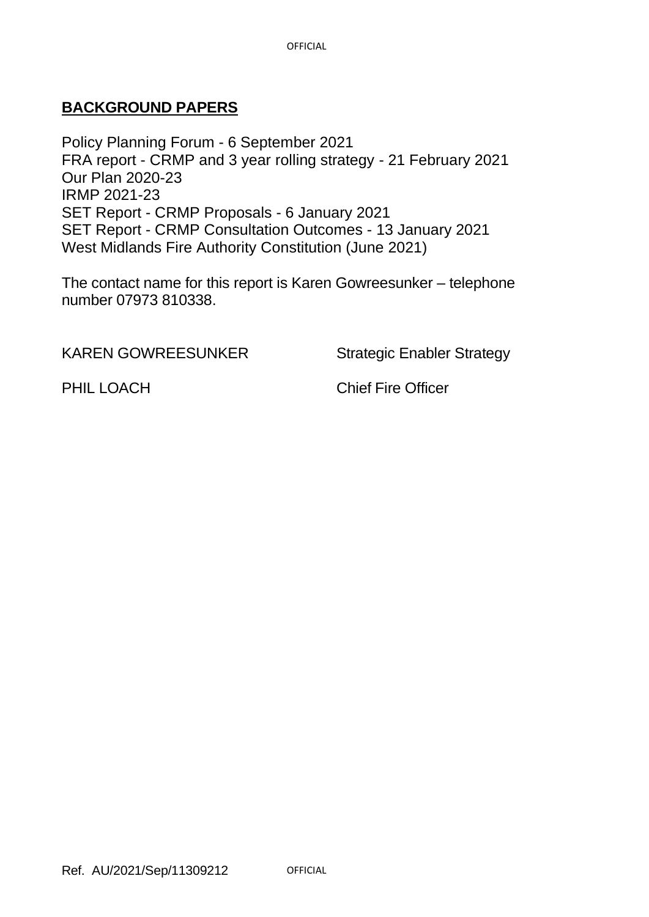## **BACKGROUND PAPERS**

Policy Planning Forum - 6 September 2021
FRA report - CRMP and 3 year rolling strategy - 21 February 2021
Our Plan 2020-23
IRMP 2021-23
SET Report - CRMP Proposals - 6 January 2021
SET Report - CRMP Consultation Outcomes - 13 January 2021
West Midlands Fire Authority Constitution (June 2021)

The contact name for this report is Karen Gowreesunker – telephone number 07973 810338.

KAREN GOWREESUNKER Strategic Enabler Strategy

PHIL LOACH Chief Fire Officer

Ref. AU/2021/Sep/11309212